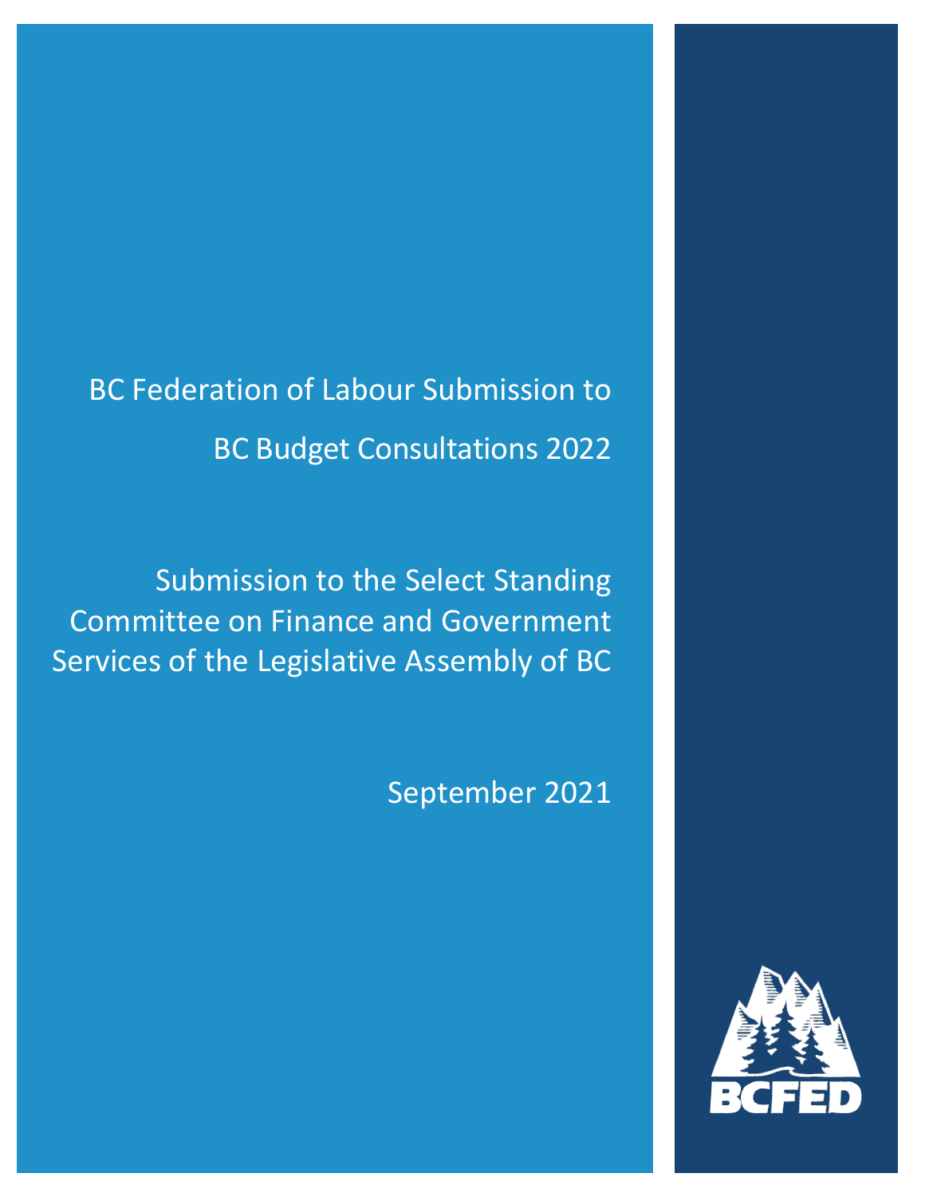# BC Federation of Labour Submission to BC Budget Consultations 2022

## Submission to the Select Standing Committee on Finance and Government Services of the Legislative Assembly of BC

September 2021

BCFED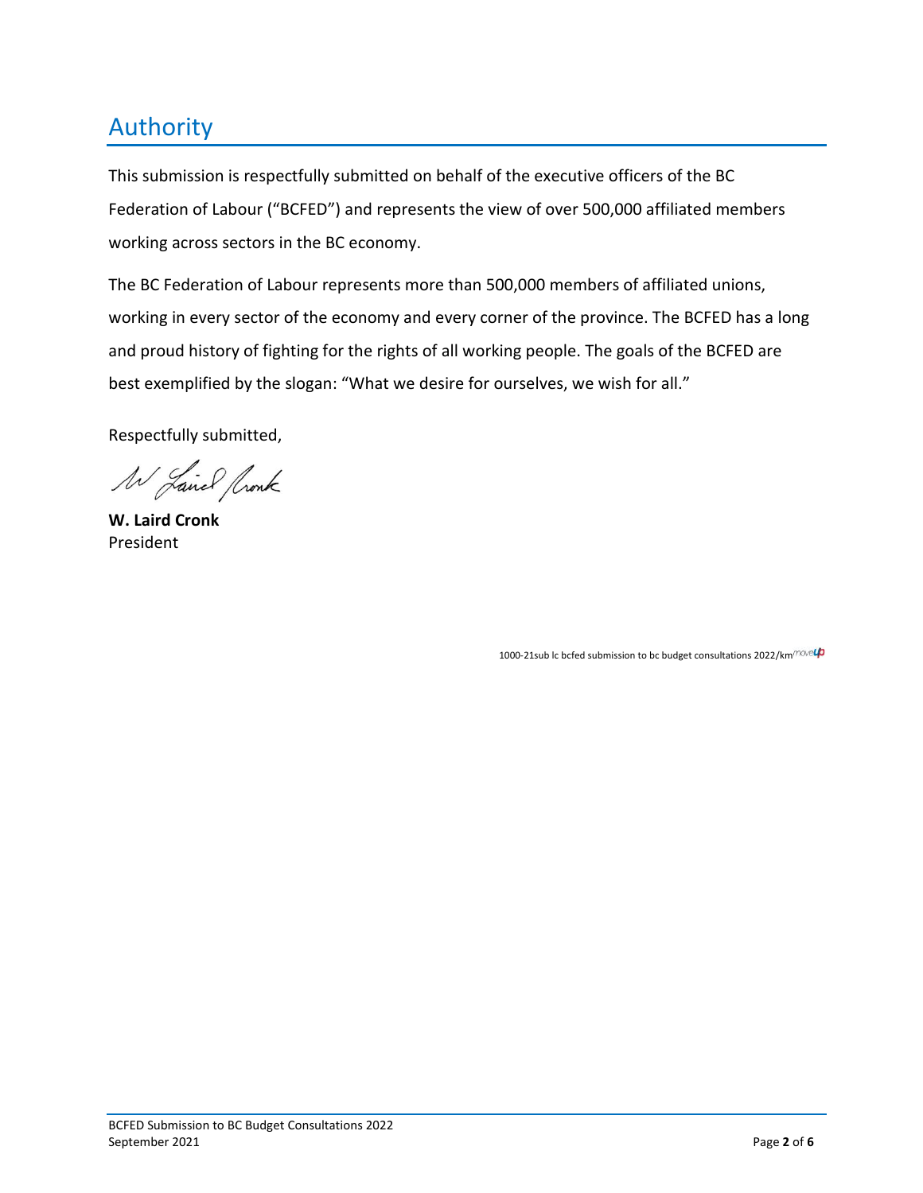# Authority

This submission is respectfully submitted on behalf of the executive officers of the BC Federation of Labour ("BCFED") and represents the view of over 500,000 affiliated members working across sectors in the BC economy.

The BC Federation of Labour represents more than 500,000 members of affiliated unions, working in every sector of the economy and every corner of the province. The BCFED has a long and proud history of fighting for the rights of all working people. The goals of the BCFED are best exemplified by the slogan: "What we desire for ourselves, we wish for all."

Respectfully submitted,

**W. Laird Cronk**
President

1000-21sub lc bcfed submission to bc budget consultations 2022/km moveup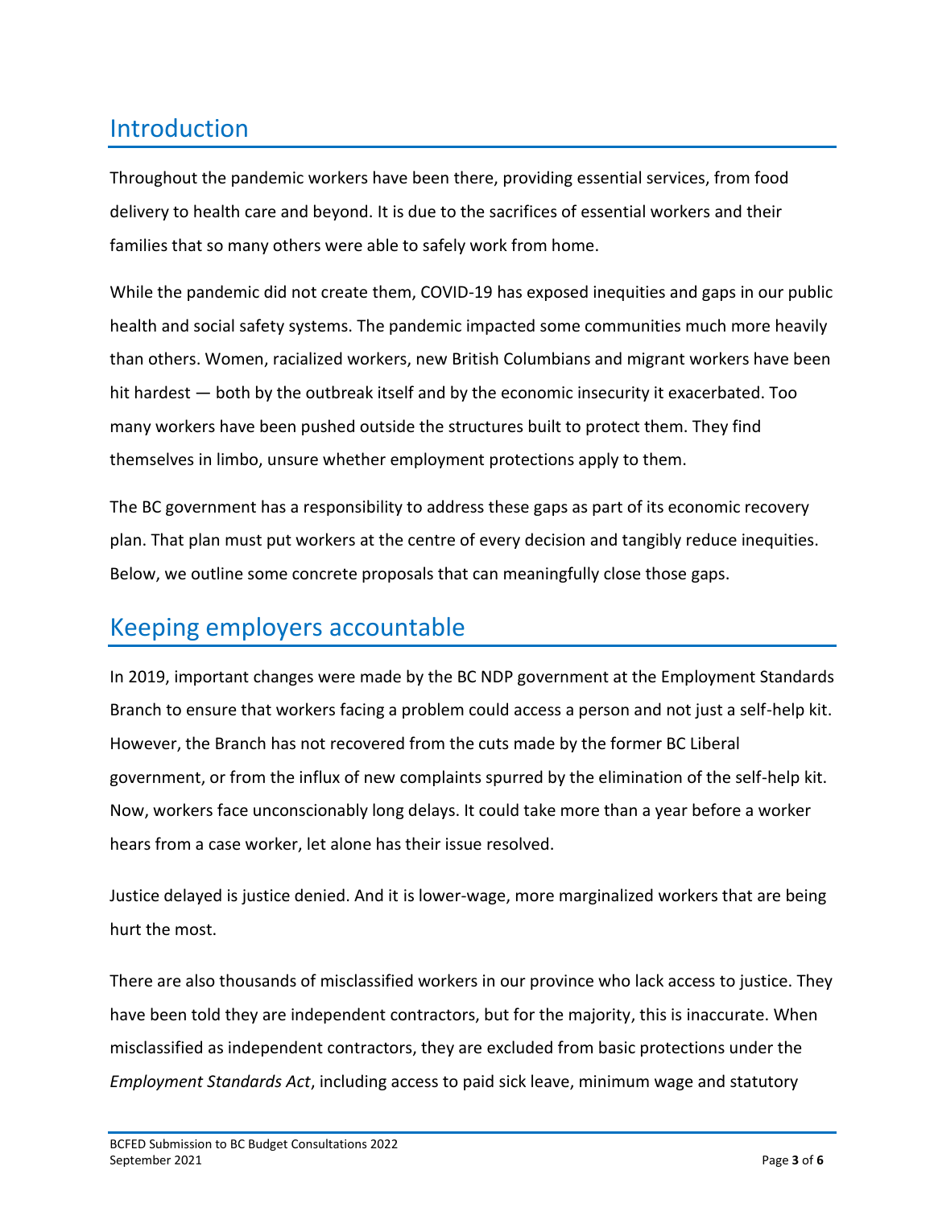## Introduction

Throughout the pandemic workers have been there, providing essential services, from food delivery to health care and beyond. It is due to the sacrifices of essential workers and their families that so many others were able to safely work from home.

While the pandemic did not create them, COVID-19 has exposed inequities and gaps in our public health and social safety systems. The pandemic impacted some communities much more heavily than others. Women, racialized workers, new British Columbians and migrant workers have been hit hardest — both by the outbreak itself and by the economic insecurity it exacerbated. Too many workers have been pushed outside the structures built to protect them. They find themselves in limbo, unsure whether employment protections apply to them.

The BC government has a responsibility to address these gaps as part of its economic recovery plan. That plan must put workers at the centre of every decision and tangibly reduce inequities. Below, we outline some concrete proposals that can meaningfully close those gaps.

## Keeping employers accountable

In 2019, important changes were made by the BC NDP government at the Employment Standards Branch to ensure that workers facing a problem could access a person and not just a self-help kit. However, the Branch has not recovered from the cuts made by the former BC Liberal government, or from the influx of new complaints spurred by the elimination of the self-help kit. Now, workers face unconscionably long delays. It could take more than a year before a worker hears from a case worker, let alone has their issue resolved.

Justice delayed is justice denied. And it is lower-wage, more marginalized workers that are being hurt the most.

There are also thousands of misclassified workers in our province who lack access to justice. They have been told they are independent contractors, but for the majority, this is inaccurate. When misclassified as independent contractors, they are excluded from basic protections under the *Employment Standards Act*, including access to paid sick leave, minimum wage and statutory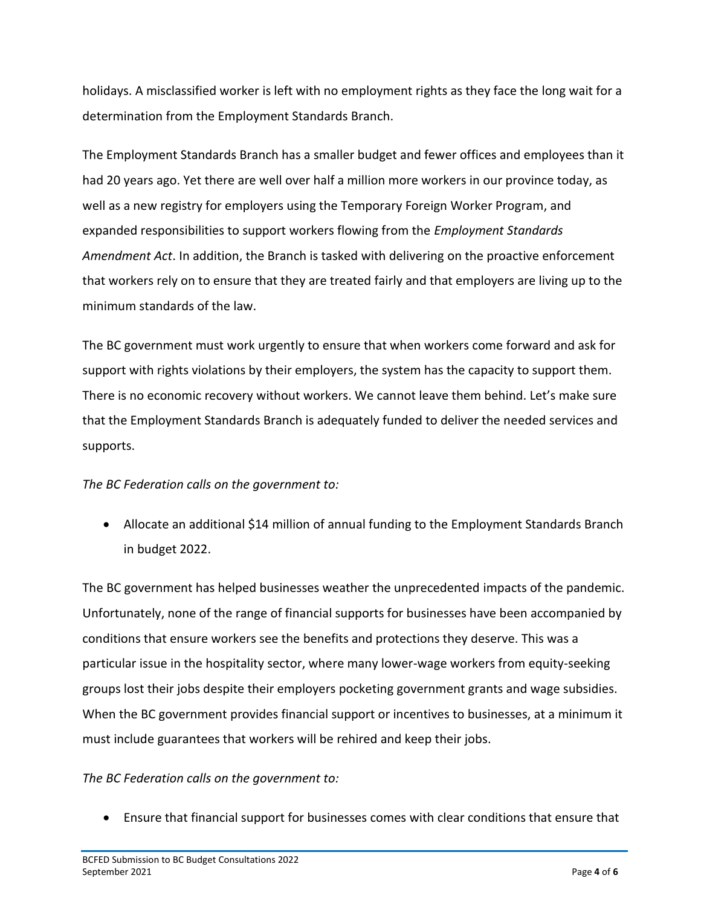holidays. A misclassified worker is left with no employment rights as they face the long wait for a determination from the Employment Standards Branch.

The Employment Standards Branch has a smaller budget and fewer offices and employees than it had 20 years ago. Yet there are well over half a million more workers in our province today, as well as a new registry for employers using the Temporary Foreign Worker Program, and expanded responsibilities to support workers flowing from the *Employment Standards Amendment Act*. In addition, the Branch is tasked with delivering on the proactive enforcement that workers rely on to ensure that they are treated fairly and that employers are living up to the minimum standards of the law.

The BC government must work urgently to ensure that when workers come forward and ask for support with rights violations by their employers, the system has the capacity to support them. There is no economic recovery without workers. We cannot leave them behind. Let's make sure that the Employment Standards Branch is adequately funded to deliver the needed services and supports.

*The BC Federation calls on the government to:*

- Allocate an additional $14 million of annual funding to the Employment Standards Branch in budget 2022.

The BC government has helped businesses weather the unprecedented impacts of the pandemic. Unfortunately, none of the range of financial supports for businesses have been accompanied by conditions that ensure workers see the benefits and protections they deserve. This was a particular issue in the hospitality sector, where many lower-wage workers from equity-seeking groups lost their jobs despite their employers pocketing government grants and wage subsidies. When the BC government provides financial support or incentives to businesses, at a minimum it must include guarantees that workers will be rehired and keep their jobs.

*The BC Federation calls on the government to:*

- Ensure that financial support for businesses comes with clear conditions that ensure that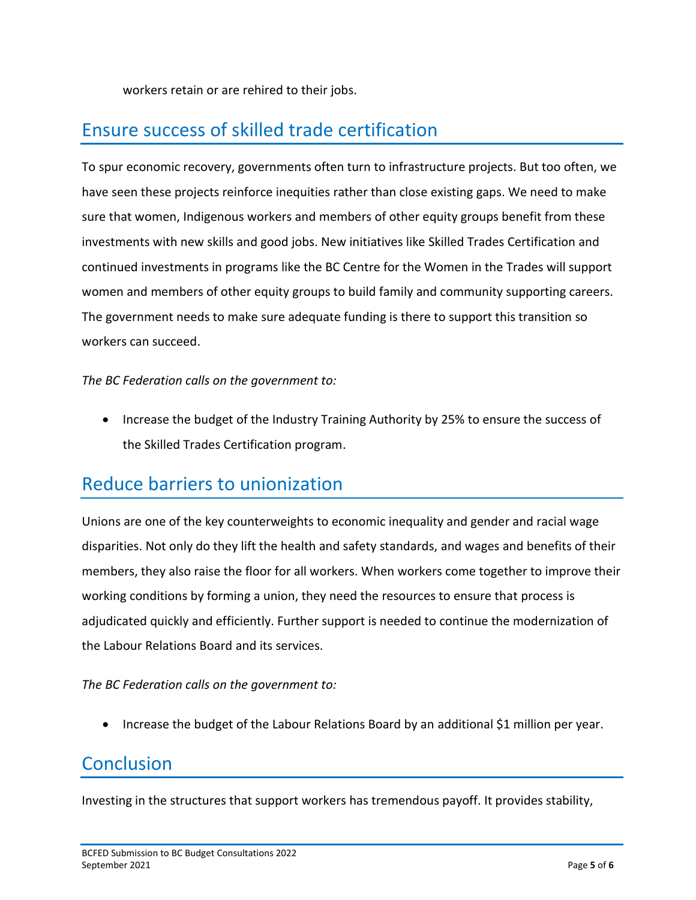workers retain or are rehired to their jobs.

## Ensure success of skilled trade certification

To spur economic recovery, governments often turn to infrastructure projects. But too often, we have seen these projects reinforce inequities rather than close existing gaps. We need to make sure that women, Indigenous workers and members of other equity groups benefit from these investments with new skills and good jobs. New initiatives like Skilled Trades Certification and continued investments in programs like the BC Centre for the Women in the Trades will support women and members of other equity groups to build family and community supporting careers. The government needs to make sure adequate funding is there to support this transition so workers can succeed.

*The BC Federation calls on the government to:*

- Increase the budget of the Industry Training Authority by 25% to ensure the success of the Skilled Trades Certification program.

## Reduce barriers to unionization

Unions are one of the key counterweights to economic inequality and gender and racial wage disparities. Not only do they lift the health and safety standards, and wages and benefits of their members, they also raise the floor for all workers. When workers come together to improve their working conditions by forming a union, they need the resources to ensure that process is adjudicated quickly and efficiently. Further support is needed to continue the modernization of the Labour Relations Board and its services.

*The BC Federation calls on the government to:*

- Increase the budget of the Labour Relations Board by an additional $1 million per year.

## Conclusion

Investing in the structures that support workers has tremendous payoff. It provides stability,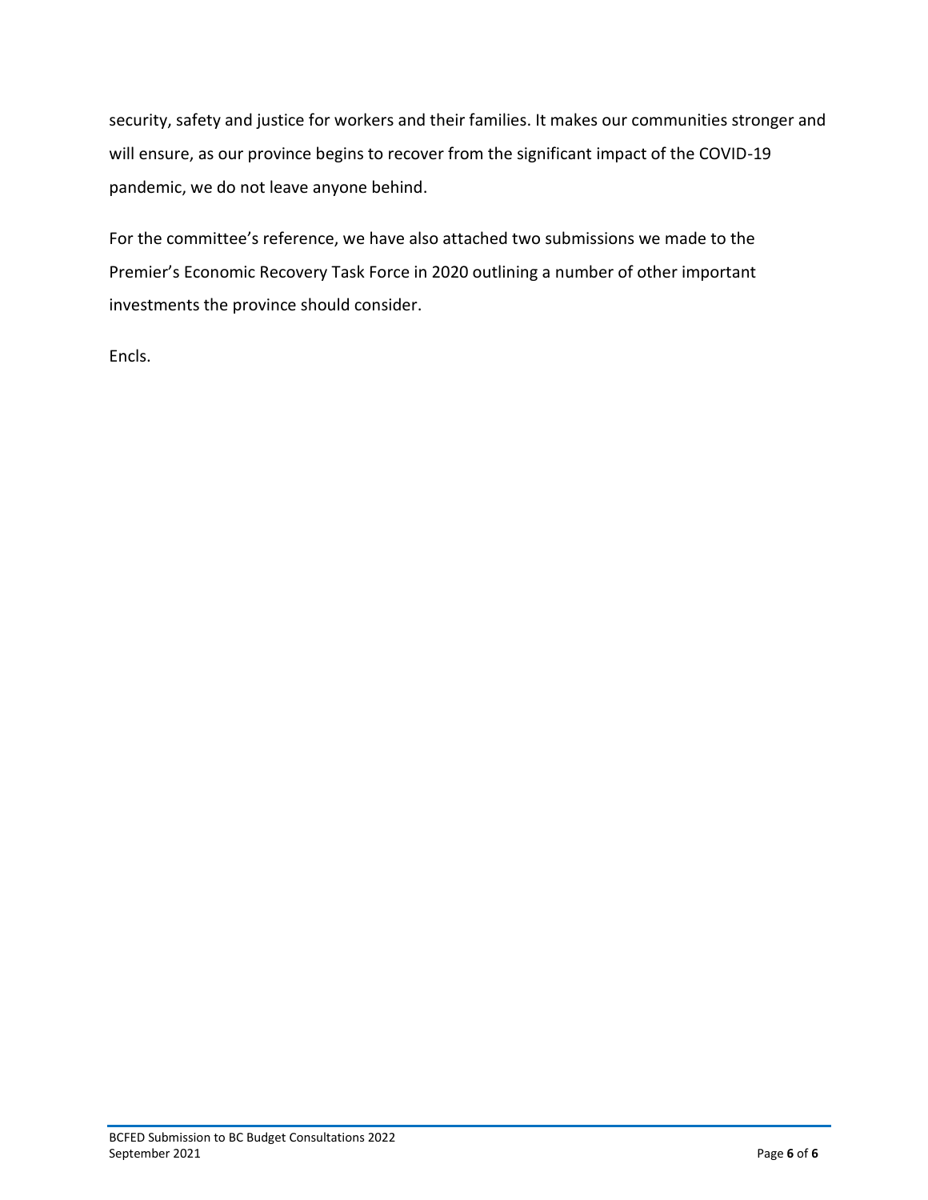security, safety and justice for workers and their families. It makes our communities stronger and will ensure, as our province begins to recover from the significant impact of the COVID-19 pandemic, we do not leave anyone behind.

For the committee's reference, we have also attached two submissions we made to the Premier's Economic Recovery Task Force in 2020 outlining a number of other important investments the province should consider.

Encls.